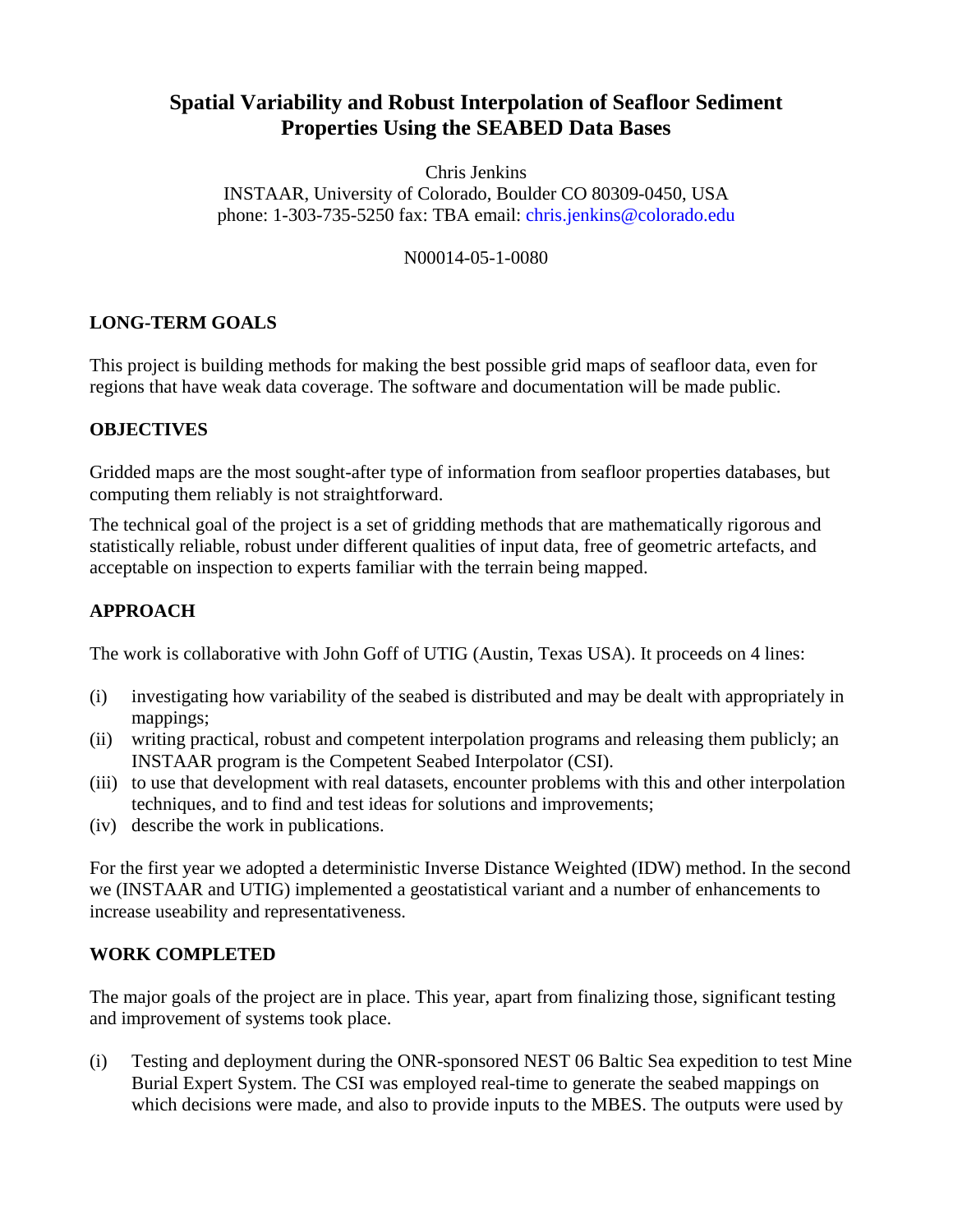# Spatial Variability and Robust Interpolation of Seafloor Sediment Properties Using the SEABED Data Bases

Chris Jenkins
INSTAAR, University of Colorado, Boulder CO 80309-0450, USA
phone: 1-303-735-5250 fax: TBA email: chris.jenkins@colorado.edu

N00014-05-1-0080

## LONG-TERM GOALS

This project is building methods for making the best possible grid maps of seafloor data, even for regions that have weak data coverage. The software and documentation will be made public.

## OBJECTIVES

Gridded maps are the most sought-after type of information from seafloor properties databases, but computing them reliably is not straightforward.

The technical goal of the project is a set of gridding methods that are mathematically rigorous and statistically reliable, robust under different qualities of input data, free of geometric artefacts, and acceptable on inspection to experts familiar with the terrain being mapped.

## APPROACH

The work is collaborative with John Goff of UTIG (Austin, Texas USA). It proceeds on 4 lines:

(i) investigating how variability of the seabed is distributed and may be dealt with appropriately in mappings;
(ii) writing practical, robust and competent interpolation programs and releasing them publicly; an INSTAAR program is the Competent Seabed Interpolator (CSI).
(iii) to use that development with real datasets, encounter problems with this and other interpolation techniques, and to find and test ideas for solutions and improvements;
(iv) describe the work in publications.

For the first year we adopted a deterministic Inverse Distance Weighted (IDW) method. In the second we (INSTAAR and UTIG) implemented a geostatistical variant and a number of enhancements to increase useability and representativeness.

## WORK COMPLETED

The major goals of the project are in place. This year, apart from finalizing those, significant testing and improvement of systems took place.

(i) Testing and deployment during the ONR-sponsored NEST 06 Baltic Sea expedition to test Mine Burial Expert System. The CSI was employed real-time to generate the seabed mappings on which decisions were made, and also to provide inputs to the MBES. The outputs were used by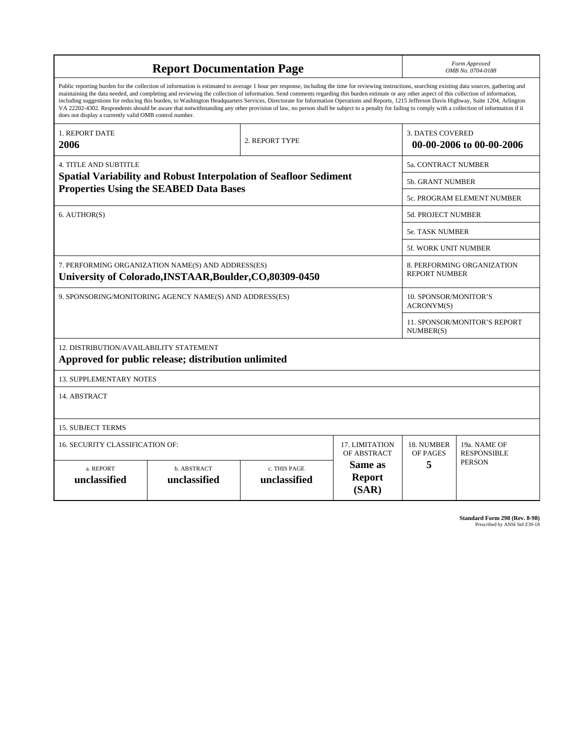# Report Documentation Page

*Form Approved*
*OMB No. 0704-0188*

Public reporting burden for the collection of information is estimated to average 1 hour per response, including the time for reviewing instructions, searching existing data sources, gathering and maintaining the data needed, and completing and reviewing the collection of information. Send comments regarding this burden estimate or any other aspect of this collection of information, including suggestions for reducing this burden, to Washington Headquarters Services, Directorate for Information Operations and Reports, 1215 Jefferson Davis Highway, Suite 1204, Arlington VA 22202-4302. Respondents should be aware that notwithstanding any other provision of law, no person shall be subject to a penalty for failing to comply with a collection of information if it does not display a currently valid OMB control number.

| 1. REPORT DATE | 2. REPORT TYPE | 3. DATES COVERED |
|---|---|---|
| **2006** | | **00-00-2006 to 00-00-2006** |

| 4. TITLE AND SUBTITLE | |
|---|---|
| **Spatial Variability and Robust Interpolation of Seafloor Sediment Properties Using the SEABED Data Bases** | 5a. CONTRACT NUMBER |
| | 5b. GRANT NUMBER |
| | 5c. PROGRAM ELEMENT NUMBER |
| 6. AUTHOR(S) | 5d. PROJECT NUMBER |
| | 5e. TASK NUMBER |
| | 5f. WORK UNIT NUMBER |
| 7. PERFORMING ORGANIZATION NAME(S) AND ADDRESS(ES) **University of Colorado,INSTAAR,Boulder,CO,80309-0450** | 8. PERFORMING ORGANIZATION REPORT NUMBER |
| 9. SPONSORING/MONITORING AGENCY NAME(S) AND ADDRESS(ES) | 10. SPONSOR/MONITOR'S ACRONYM(S) |
| | 11. SPONSOR/MONITOR'S REPORT NUMBER(S) |

12. DISTRIBUTION/AVAILABILITY STATEMENT
**Approved for public release; distribution unlimited**

13. SUPPLEMENTARY NOTES

14. ABSTRACT

15. SUBJECT TERMS

| 16. SECURITY CLASSIFICATION OF: | | | 17. LIMITATION OF ABSTRACT | 18. NUMBER OF PAGES | 19a. NAME OF RESPONSIBLE PERSON |
|---|---|---|---|---|---|
| a. REPORT **unclassified** | b. ABSTRACT **unclassified** | c. THIS PAGE **unclassified** | **Same as Report (SAR)** | **5** | |

**Standard Form 298 (Rev. 8-98)**
Prescribed by ANSI Std Z39-18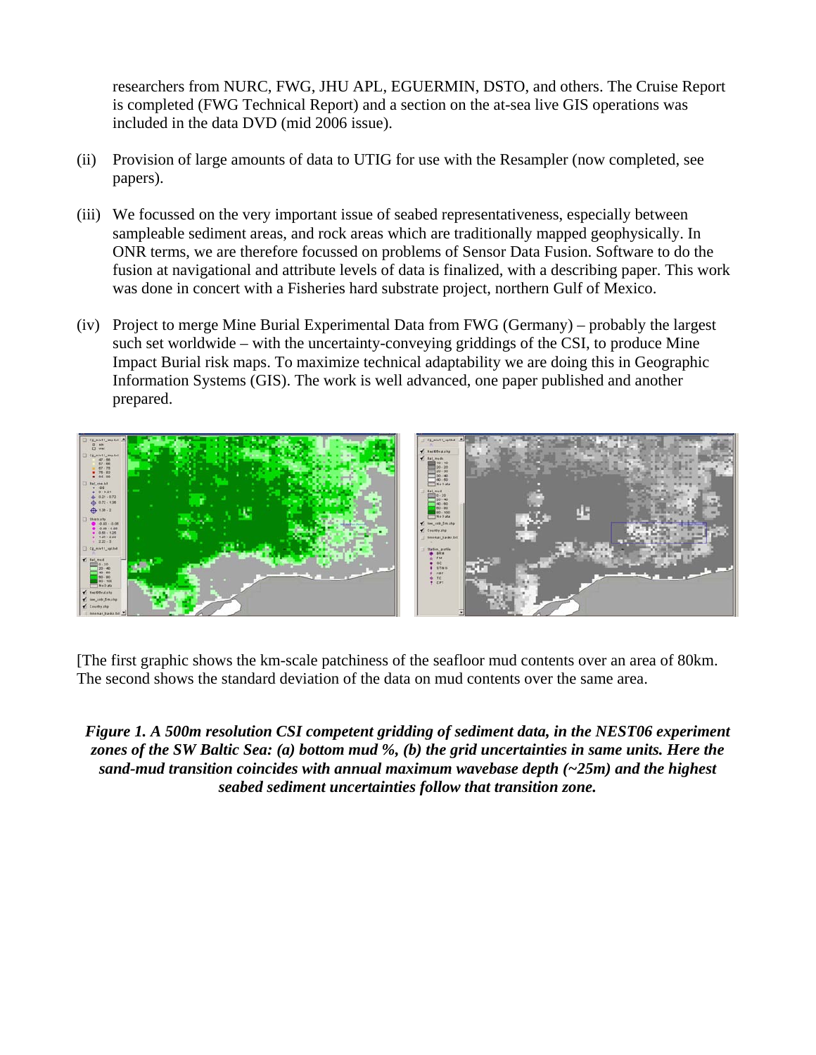researchers from NURC, FWG, JHU APL, EGUERMIN, DSTO, and others. The Cruise Report is completed (FWG Technical Report) and a section on the at-sea live GIS operations was included in the data DVD (mid 2006 issue).

(ii) Provision of large amounts of data to UTIG for use with the Resampler (now completed, see papers).

(iii) We focussed on the very important issue of seabed representativeness, especially between sampleable sediment areas, and rock areas which are traditionally mapped geophysically. In ONR terms, we are therefore focussed on problems of Sensor Data Fusion. Software to do the fusion at navigational and attribute levels of data is finalized, with a describing paper. This work was done in concert with a Fisheries hard substrate project, northern Gulf of Mexico.

(iv) Project to merge Mine Burial Experimental Data from FWG (Germany) – probably the largest such set worldwide – with the uncertainty-conveying griddings of the CSI, to produce Mine Impact Burial risk maps. To maximize technical adaptability we are doing this in Geographic Information Systems (GIS). The work is well advanced, one paper published and another prepared.

[The first graphic shows the km-scale patchiness of the seafloor mud contents over an area of 80km. The second shows the standard deviation of the data on mud contents over the same area.

***Figure 1. A 500m resolution CSI competent gridding of sediment data, in the NEST06 experiment zones of the SW Baltic Sea: (a) bottom mud %, (b) the grid uncertainties in same units. Here the sand-mud transition coincides with annual maximum wavebase depth (~25m) and the highest seabed sediment uncertainties follow that transition zone.***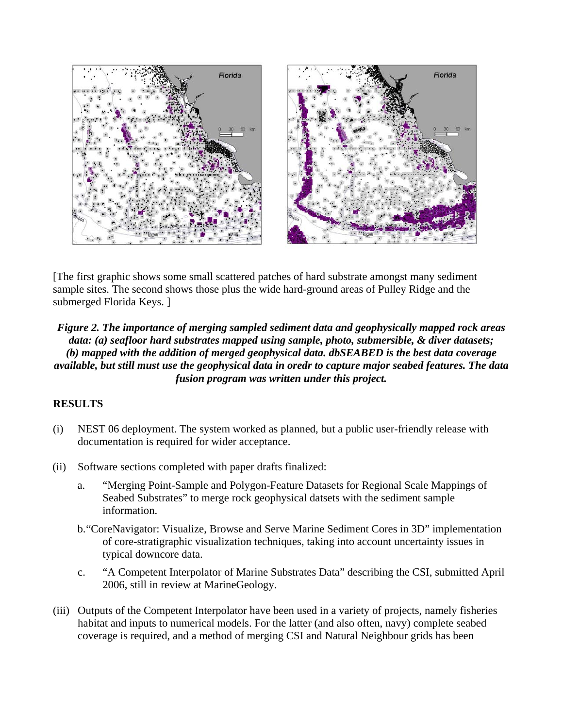[The first graphic shows some small scattered patches of hard substrate amongst many sediment sample sites. The second shows those plus the wide hard-ground areas of Pulley Ridge and the submerged Florida Keys. ]

***Figure 2. The importance of merging sampled sediment data and geophysically mapped rock areas data: (a) seafloor hard substrates mapped using sample, photo, submersible, & diver datasets; (b) mapped with the addition of merged geophysical data. dbSEABED is the best data coverage available, but still must use the geophysical data in oredr to capture major seabed features. The data fusion program was written under this project.***

**RESULTS**

(i) NEST 06 deployment. The system worked as planned, but a public user-friendly release with documentation is required for wider acceptance.

(ii) Software sections completed with paper drafts finalized:

a. "Merging Point-Sample and Polygon-Feature Datasets for Regional Scale Mappings of Seabed Substrates" to merge rock geophysical datsets with the sediment sample information.

b. "CoreNavigator: Visualize, Browse and Serve Marine Sediment Cores in 3D" implementation of core-stratigraphic visualization techniques, taking into account uncertainty issues in typical downcore data.

c. "A Competent Interpolator of Marine Substrates Data" describing the CSI, submitted April 2006, still in review at MarineGeology.

(iii) Outputs of the Competent Interpolator have been used in a variety of projects, namely fisheries habitat and inputs to numerical models. For the latter (and also often, navy) complete seabed coverage is required, and a method of merging CSI and Natural Neighbour grids has been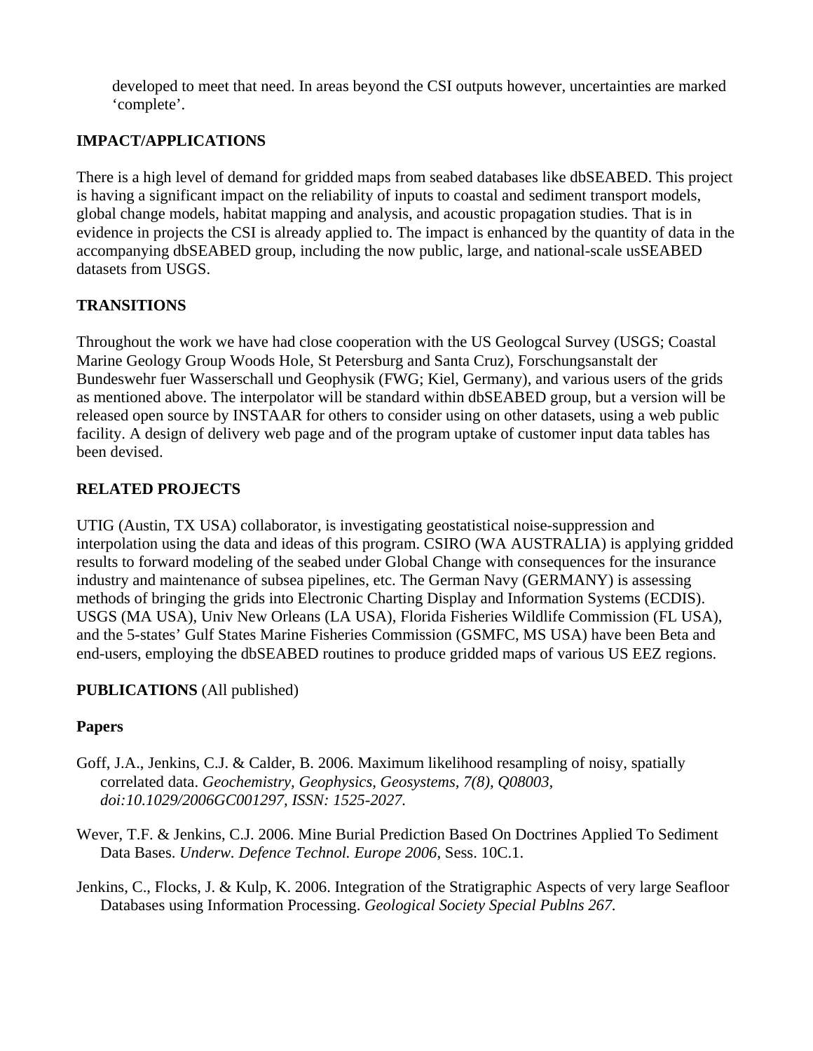developed to meet that need. In areas beyond the CSI outputs however, uncertainties are marked 'complete'.

**IMPACT/APPLICATIONS**

There is a high level of demand for gridded maps from seabed databases like dbSEABED. This project is having a significant impact on the reliability of inputs to coastal and sediment transport models, global change models, habitat mapping and analysis, and acoustic propagation studies. That is in evidence in projects the CSI is already applied to. The impact is enhanced by the quantity of data in the accompanying dbSEABED group, including the now public, large, and national-scale usSEABED datasets from USGS.

**TRANSITIONS**

Throughout the work we have had close cooperation with the US Geologcal Survey (USGS; Coastal Marine Geology Group Woods Hole, St Petersburg and Santa Cruz), Forschungsanstalt der Bundeswehr fuer Wasserschall und Geophysik (FWG; Kiel, Germany), and various users of the grids as mentioned above. The interpolator will be standard within dbSEABED group, but a version will be released open source by INSTAAR for others to consider using on other datasets, using a web public facility. A design of delivery web page and of the program uptake of customer input data tables has been devised.

**RELATED PROJECTS**

UTIG (Austin, TX USA) collaborator, is investigating geostatistical noise-suppression and interpolation using the data and ideas of this program. CSIRO (WA AUSTRALIA) is applying gridded results to forward modeling of the seabed under Global Change with consequences for the insurance industry and maintenance of subsea pipelines, etc. The German Navy (GERMANY) is assessing methods of bringing the grids into Electronic Charting Display and Information Systems (ECDIS). USGS (MA USA), Univ New Orleans (LA USA), Florida Fisheries Wildlife Commission (FL USA), and the 5-states' Gulf States Marine Fisheries Commission (GSMFC, MS USA) have been Beta and end-users, employing the dbSEABED routines to produce gridded maps of various US EEZ regions.

**PUBLICATIONS** (All published)

**Papers**

Goff, J.A., Jenkins, C.J. & Calder, B. 2006. Maximum likelihood resampling of noisy, spatially correlated data. *Geochemistry, Geophysics, Geosystems, 7(8), Q08003, doi:10.1029/2006GC001297, ISSN: 1525-2027.*

Wever, T.F. & Jenkins, C.J. 2006. Mine Burial Prediction Based On Doctrines Applied To Sediment Data Bases. *Underw. Defence Technol. Europe 2006*, Sess. 10C.1.

Jenkins, C., Flocks, J. & Kulp, K. 2006. Integration of the Stratigraphic Aspects of very large Seafloor Databases using Information Processing. *Geological Society Special Publns 267.*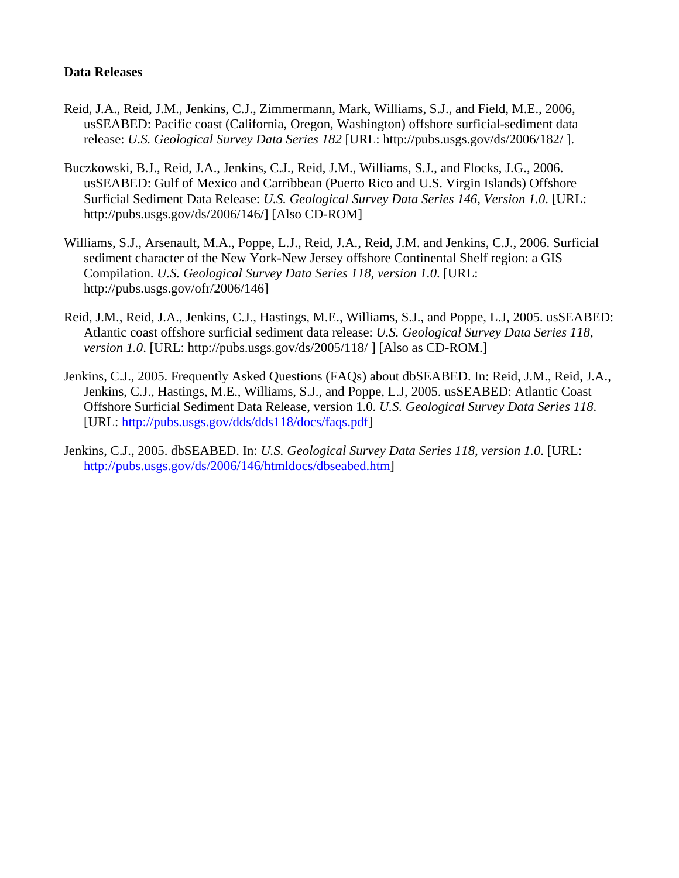**Data Releases**

Reid, J.A., Reid, J.M., Jenkins, C.J., Zimmermann, Mark, Williams, S.J., and Field, M.E., 2006, usSEABED: Pacific coast (California, Oregon, Washington) offshore surficial-sediment data release: *U.S. Geological Survey Data Series 182* [URL: http://pubs.usgs.gov/ds/2006/182/ ].

Buczkowski, B.J., Reid, J.A., Jenkins, C.J., Reid, J.M., Williams, S.J., and Flocks, J.G., 2006. usSEABED: Gulf of Mexico and Carribbean (Puerto Rico and U.S. Virgin Islands) Offshore Surficial Sediment Data Release: *U.S. Geological Survey Data Series 146, Version 1.0*. [URL: http://pubs.usgs.gov/ds/2006/146/] [Also CD-ROM]

Williams, S.J., Arsenault, M.A., Poppe, L.J., Reid, J.A., Reid, J.M. and Jenkins, C.J., 2006. Surficial sediment character of the New York-New Jersey offshore Continental Shelf region: a GIS Compilation. *U.S. Geological Survey Data Series 118, version 1.0*. [URL: http://pubs.usgs.gov/ofr/2006/146]

Reid, J.M., Reid, J.A., Jenkins, C.J., Hastings, M.E., Williams, S.J., and Poppe, L.J, 2005. usSEABED: Atlantic coast offshore surficial sediment data release: *U.S. Geological Survey Data Series 118, version 1.0*. [URL: http://pubs.usgs.gov/ds/2005/118/ ] [Also as CD-ROM.]

Jenkins, C.J., 2005. Frequently Asked Questions (FAQs) about dbSEABED. In: Reid, J.M., Reid, J.A., Jenkins, C.J., Hastings, M.E., Williams, S.J., and Poppe, L.J, 2005. usSEABED: Atlantic Coast Offshore Surficial Sediment Data Release, version 1.0. *U.S. Geological Survey Data Series 118*. [URL: http://pubs.usgs.gov/dds/dds118/docs/faqs.pdf]

Jenkins, C.J., 2005. dbSEABED. In: *U.S. Geological Survey Data Series 118, version 1.0*. [URL: http://pubs.usgs.gov/ds/2006/146/htmldocs/dbseabed.htm]